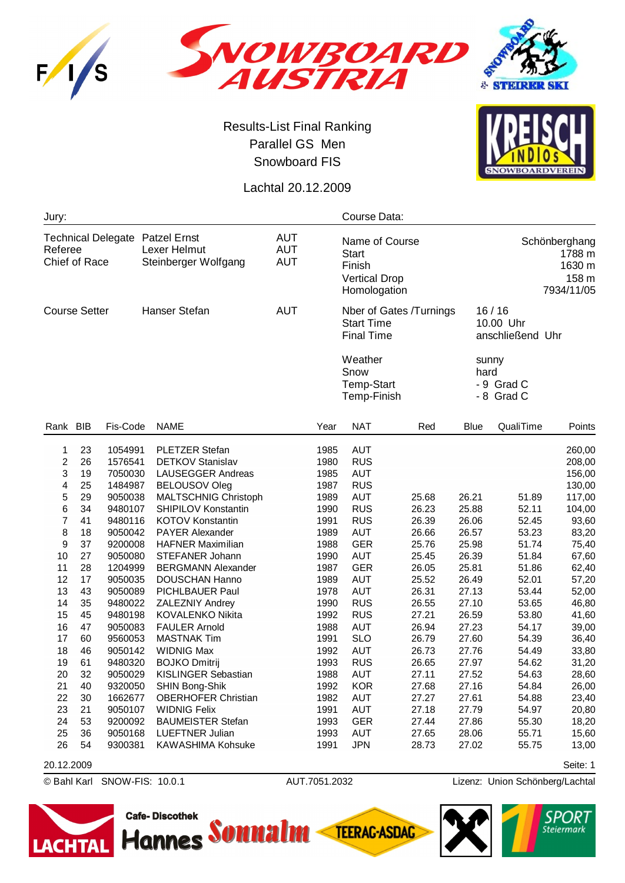# Results-List Final Ranking

## Parallel GS Men

## Snowboard FIS

### Lachtal 20.12.2009

**Jury:**

| | | |
|---|---|---|
| Technical Delegate | Patzel Ernst | AUT |
| Referee | Lexer Helmut | AUT |
| Chief of Race | Steinberger Wolfgang | AUT |
| Course Setter | Hanser Stefan | AUT |

**Course Data:**

| | |
|---|---|
| Name of Course | Schönberghang |
| Start | 1788 m |
| Finish | 1630 m |
| Vertical Drop | 158 m |
| Homologation | 7934/11/05 |
| Nber of Gates /Turnings | 16 / 16 |
| Start Time | 10.00 Uhr |
| Final Time | anschließend Uhr |
| Weather | sunny |
| Snow | hard |
| Temp-Start | - 9 Grad C |
| Temp-Finish | - 8 Grad C |

| Rank | BIB | Fis-Code | NAME | Year | NAT | Red | Blue | QualiTime | Points |
|---|---|---|---|---|---|---|---|---|---|
| 1 | 23 | 1054991 | PLETZER Stefan | 1985 | AUT | | | | 260,00 |
| 2 | 26 | 1576541 | DETKOV Stanislav | 1980 | RUS | | | | 208,00 |
| 3 | 19 | 7050030 | LAUSEGGER Andreas | 1985 | AUT | | | | 156,00 |
| 4 | 25 | 1484987 | BELOUSOV Oleg | 1987 | RUS | | | | 130,00 |
| 5 | 29 | 9050038 | MALTSCHNIG Christoph | 1989 | AUT | 25.68 | 26.21 | 51.89 | 117,00 |
| 6 | 34 | 9480107 | SHIPILOV Konstantin | 1990 | RUS | 26.23 | 25.88 | 52.11 | 104,00 |
| 7 | 41 | 9480116 | KOTOV Konstantin | 1991 | RUS | 26.39 | 26.06 | 52.45 | 93,60 |
| 8 | 18 | 9050042 | PAYER Alexander | 1989 | AUT | 26.66 | 26.57 | 53.23 | 83,20 |
| 9 | 37 | 9200008 | HAFNER Maximilian | 1988 | GER | 25.76 | 25.98 | 51.74 | 75,40 |
| 10 | 27 | 9050080 | STEFANER Johann | 1990 | AUT | 25.45 | 26.39 | 51.84 | 67,60 |
| 11 | 28 | 1204999 | BERGMANN Alexander | 1987 | GER | 26.05 | 25.81 | 51.86 | 62,40 |
| 12 | 17 | 9050035 | DOUSCHAN Hanno | 1989 | AUT | 25.52 | 26.49 | 52.01 | 57,20 |
| 13 | 43 | 9050089 | PICHLBAUER Paul | 1978 | AUT | 26.31 | 27.13 | 53.44 | 52,00 |
| 14 | 35 | 9480022 | ZALEZNIY Andrey | 1990 | RUS | 26.55 | 27.10 | 53.65 | 46,80 |
| 15 | 45 | 9480198 | KOVALENKO Nikita | 1992 | RUS | 27.21 | 26.59 | 53.80 | 41,60 |
| 16 | 47 | 9050083 | FAULER Arnold | 1988 | AUT | 26.94 | 27.23 | 54.17 | 39,00 |
| 17 | 60 | 9560053 | MASTNAK Tim | 1991 | SLO | 26.79 | 27.60 | 54.39 | 36,40 |
| 18 | 46 | 9050142 | WIDNIG Max | 1992 | AUT | 26.73 | 27.76 | 54.49 | 33,80 |
| 19 | 61 | 9480320 | BOJKO Dmitrij | 1993 | RUS | 26.65 | 27.97 | 54.62 | 31,20 |
| 20 | 32 | 9050029 | KISLINGER Sebastian | 1988 | AUT | 27.11 | 27.52 | 54.63 | 28,60 |
| 21 | 40 | 9320050 | SHIN Bong-Shik | 1992 | KOR | 27.68 | 27.16 | 54.84 | 26,00 |
| 22 | 30 | 1662677 | OBERHOFER Christian | 1982 | AUT | 27.27 | 27.61 | 54.88 | 23,40 |
| 23 | 21 | 9050107 | WIDNIG Felix | 1991 | AUT | 27.18 | 27.79 | 54.97 | 20,80 |
| 24 | 53 | 9200092 | BAUMEISTER Stefan | 1993 | GER | 27.44 | 27.86 | 55.30 | 18,20 |
| 25 | 36 | 9050168 | LUEFTNER Julian | 1993 | AUT | 27.65 | 28.06 | 55.71 | 15,60 |
| 26 | 54 | 9300381 | KAWASHIMA Kohsuke | 1991 | JPN | 28.73 | 27.02 | 55.75 | 13,00 |

20.12.2009

© Bahl Karl SNOW-FIS: 10.0.1 AUT.7051.2032 Lizenz: Union Schönberg/Lachtal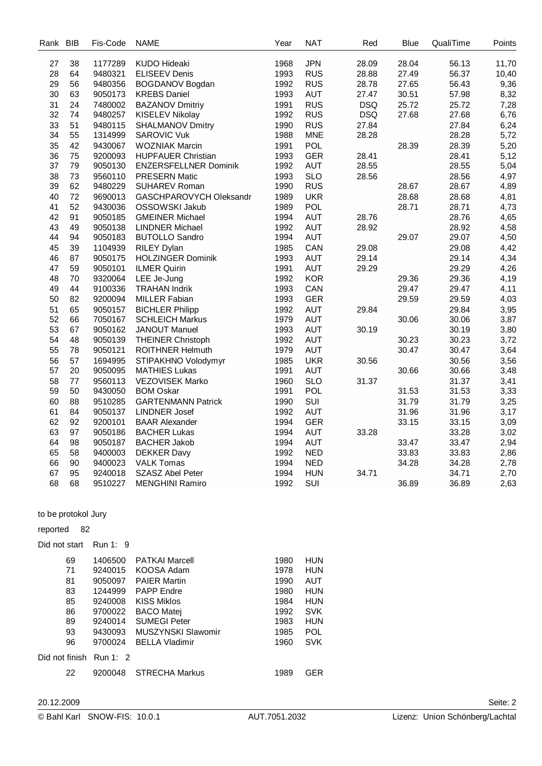| Rank | BIB | Fis-Code | NAME | Year | NAT | Red | Blue | QualiTime | Points |
|---|---|---|---|---|---|---|---|---|---|
| 27 | 38 | 1177289 | KUDO Hideaki | 1968 | JPN | 28.09 | 28.04 | 56.13 | 11,70 |
| 28 | 64 | 9480321 | ELISEEV Denis | 1993 | RUS | 28.88 | 27.49 | 56.37 | 10,40 |
| 29 | 56 | 9480356 | BOGDANOV Bogdan | 1992 | RUS | 28.78 | 27.65 | 56.43 | 9,36 |
| 30 | 63 | 9050173 | KREBS Daniel | 1993 | AUT | 27.47 | 30.51 | 57.98 | 8,32 |
| 31 | 24 | 7480002 | BAZANOV Dmitriy | 1991 | RUS | DSQ | 25.72 | 25.72 | 7,28 |
| 32 | 74 | 9480257 | KISELEV Nikolay | 1992 | RUS | DSQ | 27.68 | 27.68 | 6,76 |
| 33 | 51 | 9480115 | SHALMANOV Dmitry | 1990 | RUS | 27.84 | | 27.84 | 6,24 |
| 34 | 55 | 1314999 | SAROVIC Vuk | 1988 | MNE | 28.28 | | 28.28 | 5,72 |
| 35 | 42 | 9430067 | WOZNIAK Marcin | 1991 | POL | | 28.39 | 28.39 | 5,20 |
| 36 | 75 | 9200093 | HUPFAUER Christian | 1993 | GER | 28.41 | | 28.41 | 5,12 |
| 37 | 79 | 9050130 | ENZERSFELLNER Dominik | 1992 | AUT | 28.55 | | 28.55 | 5,04 |
| 38 | 73 | 9560110 | PRESERN Matic | 1993 | SLO | 28.56 | | 28.56 | 4,97 |
| 39 | 62 | 9480229 | SUHAREV Roman | 1990 | RUS | | 28.67 | 28.67 | 4,89 |
| 40 | 72 | 9690013 | GASCHPAROVYCH Oleksandr | 1989 | UKR | | 28.68 | 28.68 | 4,81 |
| 41 | 52 | 9430036 | OSSOWSKI Jakub | 1989 | POL | | 28.71 | 28.71 | 4,73 |
| 42 | 91 | 9050185 | GMEINER Michael | 1994 | AUT | 28.76 | | 28.76 | 4,65 |
| 43 | 49 | 9050138 | LINDNER Michael | 1992 | AUT | 28.92 | | 28.92 | 4,58 |
| 44 | 94 | 9050183 | BUTOLLO Sandro | 1994 | AUT | | 29.07 | 29.07 | 4,50 |
| 45 | 39 | 1104939 | RILEY Dylan | 1985 | CAN | 29.08 | | 29.08 | 4,42 |
| 46 | 87 | 9050175 | HOLZINGER Dominik | 1993 | AUT | 29.14 | | 29.14 | 4,34 |
| 47 | 59 | 9050101 | ILMER Quirin | 1991 | AUT | 29.29 | | 29.29 | 4,26 |
| 48 | 70 | 9320064 | LEE Je-Jung | 1992 | KOR | | 29.36 | 29.36 | 4,19 |
| 49 | 44 | 9100336 | TRAHAN Indrik | 1993 | CAN | | 29.47 | 29.47 | 4,11 |
| 50 | 82 | 9200094 | MILLER Fabian | 1993 | GER | | 29.59 | 29.59 | 4,03 |
| 51 | 65 | 9050157 | BICHLER Philipp | 1992 | AUT | 29.84 | | 29.84 | 3,95 |
| 52 | 66 | 7050167 | SCHLEICH Markus | 1979 | AUT | | 30.06 | 30.06 | 3,87 |
| 53 | 67 | 9050162 | JANOUT Manuel | 1993 | AUT | 30.19 | | 30.19 | 3,80 |
| 54 | 48 | 9050139 | THEINER Christoph | 1992 | AUT | | 30.23 | 30.23 | 3,72 |
| 55 | 78 | 9050121 | ROITHNER Helmuth | 1979 | AUT | | 30.47 | 30.47 | 3,64 |
| 56 | 57 | 1694995 | STIPAKHNO Volodymyr | 1985 | UKR | 30.56 | | 30.56 | 3,56 |
| 57 | 20 | 9050095 | MATHIES Lukas | 1991 | AUT | | 30.66 | 30.66 | 3,48 |
| 58 | 77 | 9560113 | VEZOVISEK Marko | 1960 | SLO | 31.37 | | 31.37 | 3,41 |
| 59 | 50 | 9430050 | BOM Oskar | 1991 | POL | | 31.53 | 31.53 | 3,33 |
| 60 | 88 | 9510285 | GARTENMANN Patrick | 1990 | SUI | | 31.79 | 31.79 | 3,25 |
| 61 | 84 | 9050137 | LINDNER Josef | 1992 | AUT | | 31.96 | 31.96 | 3,17 |
| 62 | 92 | 9200101 | BAAR Alexander | 1994 | GER | | 33.15 | 33.15 | 3,09 |
| 63 | 97 | 9050186 | BACHER Lukas | 1994 | AUT | 33.28 | | 33.28 | 3,02 |
| 64 | 98 | 9050187 | BACHER Jakob | 1994 | AUT | | 33.47 | 33.47 | 2,94 |
| 65 | 58 | 9400003 | DEKKER Davy | 1992 | NED | | 33.83 | 33.83 | 2,86 |
| 66 | 90 | 9400023 | VALK Tomas | 1994 | NED | | 34.28 | 34.28 | 2,78 |
| 67 | 95 | 9240018 | SZASZ Abel Peter | 1994 | HUN | 34.71 | | 34.71 | 2,70 |
| 68 | 68 | 9510227 | MENGHINI Ramiro | 1992 | SUI | | 36.89 | 36.89 | 2,63 |

to be protokol Jury

reported 82

Did not start Run 1: 9

| BIB | Fis-Code | NAME | Year | NAT |
|---|---|---|---|---|
| 69 | 1406500 | PATKAI Marcell | 1980 | HUN |
| 71 | 9240015 | KOOSA Adam | 1978 | HUN |
| 81 | 9050097 | PAIER Martin | 1990 | AUT |
| 83 | 1244999 | PAPP Endre | 1980 | HUN |
| 85 | 9240008 | KISS Miklos | 1984 | HUN |
| 86 | 9700022 | BACO Matej | 1992 | SVK |
| 89 | 9240014 | SUMEGI Peter | 1983 | HUN |
| 93 | 9430093 | MUSZYNSKI Slawomir | 1985 | POL |
| 96 | 9700024 | BELLA Vladimir | 1960 | SVK |

Did not finish Run 1: 2

| BIB | Fis-Code | NAME | Year | NAT |
|---|---|---|---|---|
| 22 | 9200048 | STRECHA Markus | 1989 | GER |

20.12.2009

© Bahl Karl SNOW-FIS: 10.0.1 AUT.7051.2032 Lizenz: Union Schönberg/Lachtal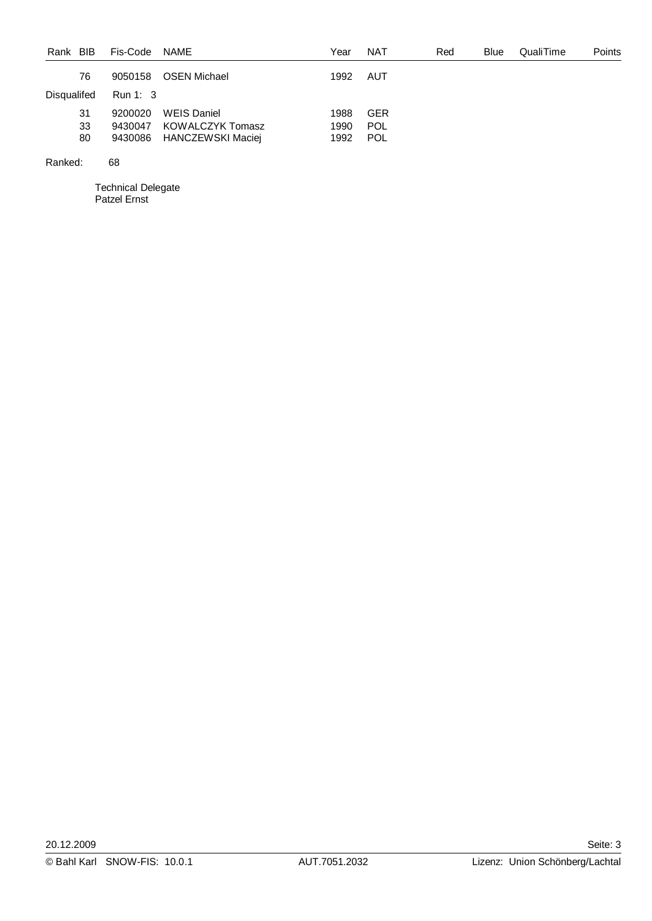| Rank | BIB | Fis-Code | NAME | Year | NAT | Red | Blue | QualiTime | Points |
| --- | --- | --- | --- | --- | --- | --- | --- | --- | --- |
| | 76 | 9050158 | OSEN Michael | 1992 | AUT | | | | |
| Disqualifed | | Run 1: 3 | | | | | | | |
| | 31 | 9200020 | WEIS Daniel | 1988 | GER | | | | |
| | 33 | 9430047 | KOWALCZYK Tomasz | 1990 | POL | | | | |
| | 80 | 9430086 | HANCZEWSKI Maciej | 1992 | POL | | | | |

Ranked: 68

Technical Delegate
Patzel Ernst

20.12.2009

© Bahl Karl SNOW-FIS: 10.0.1 AUT.7051.2032 Lizenz: Union Schönberg/Lachtal